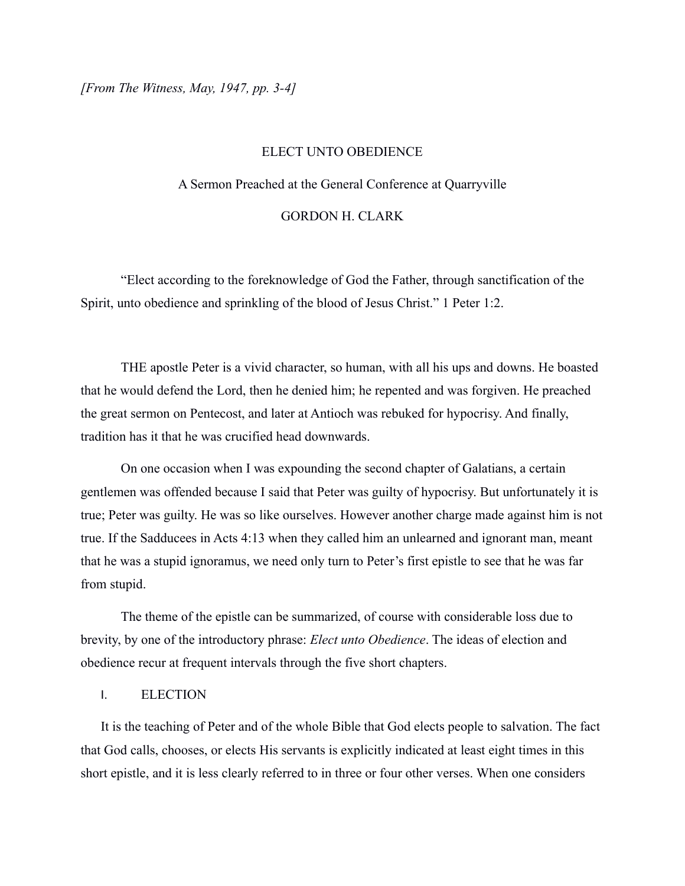*[From The Witness, May, 1947, pp. 3-4]*

# ELECT UNTO OBEDIENCE

A Sermon Preached at the General Conference at Quarryville

GORDON H. CLARK

"Elect according to the foreknowledge of God the Father, through sanctification of the Spirit, unto obedience and sprinkling of the blood of Jesus Christ." 1 Peter 1:2.

THE apostle Peter is a vivid character, so human, with all his ups and downs. He boasted that he would defend the Lord, then he denied him; he repented and was forgiven. He preached the great sermon on Pentecost, and later at Antioch was rebuked for hypocrisy. And finally, tradition has it that he was crucified head downwards.

On one occasion when I was expounding the second chapter of Galatians, a certain gentlemen was offended because I said that Peter was guilty of hypocrisy. But unfortunately it is true; Peter was guilty. He was so like ourselves. However another charge made against him is not true. If the Sadducees in Acts 4:13 when they called him an unlearned and ignorant man, meant that he was a stupid ignoramus, we need only turn to Peter's first epistle to see that he was far from stupid.

The theme of the epistle can be summarized, of course with considerable loss due to brevity, by one of the introductory phrase: *Elect unto Obedience*. The ideas of election and obedience recur at frequent intervals through the five short chapters.

## I. ELECTION

It is the teaching of Peter and of the whole Bible that God elects people to salvation. The fact that God calls, chooses, or elects His servants is explicitly indicated at least eight times in this short epistle, and it is less clearly referred to in three or four other verses. When one considers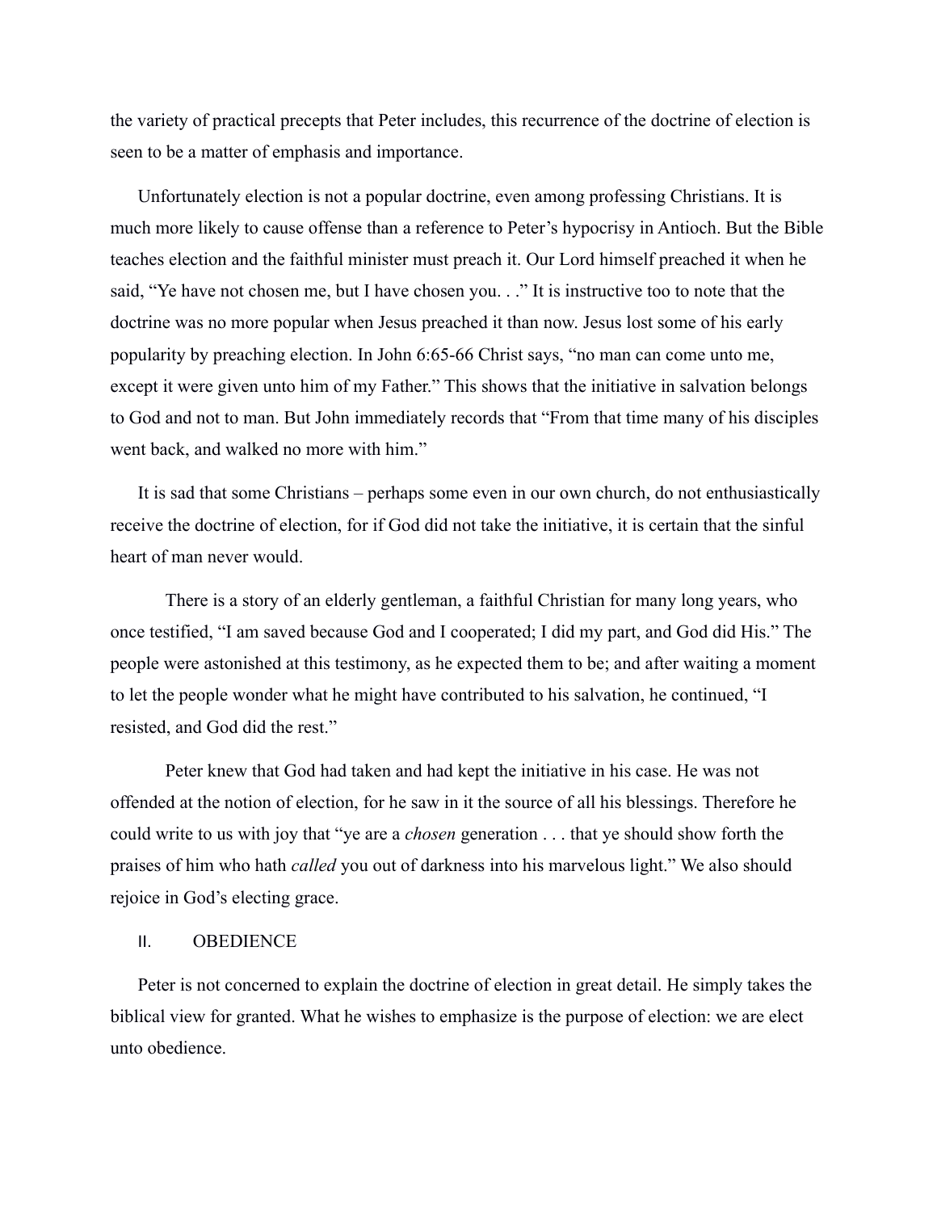the variety of practical precepts that Peter includes, this recurrence of the doctrine of election is seen to be a matter of emphasis and importance.

Unfortunately election is not a popular doctrine, even among professing Christians. It is much more likely to cause offense than a reference to Peter's hypocrisy in Antioch. But the Bible teaches election and the faithful minister must preach it. Our Lord himself preached it when he said, "Ye have not chosen me, but I have chosen you. . ." It is instructive too to note that the doctrine was no more popular when Jesus preached it than now. Jesus lost some of his early popularity by preaching election. In John 6:65-66 Christ says, "no man can come unto me, except it were given unto him of my Father." This shows that the initiative in salvation belongs to God and not to man. But John immediately records that "From that time many of his disciples went back, and walked no more with him."

It is sad that some Christians – perhaps some even in our own church, do not enthusiastically receive the doctrine of election, for if God did not take the initiative, it is certain that the sinful heart of man never would.

There is a story of an elderly gentleman, a faithful Christian for many long years, who once testified, "I am saved because God and I cooperated; I did my part, and God did His." The people were astonished at this testimony, as he expected them to be; and after waiting a moment to let the people wonder what he might have contributed to his salvation, he continued, "I resisted, and God did the rest."

Peter knew that God had taken and had kept the initiative in his case. He was not offended at the notion of election, for he saw in it the source of all his blessings. Therefore he could write to us with joy that "ye are a *chosen* generation . . . that ye should show forth the praises of him who hath *called* you out of darkness into his marvelous light." We also should rejoice in God's electing grace.

## II. OBEDIENCE

Peter is not concerned to explain the doctrine of election in great detail. He simply takes the biblical view for granted. What he wishes to emphasize is the purpose of election: we are elect unto obedience.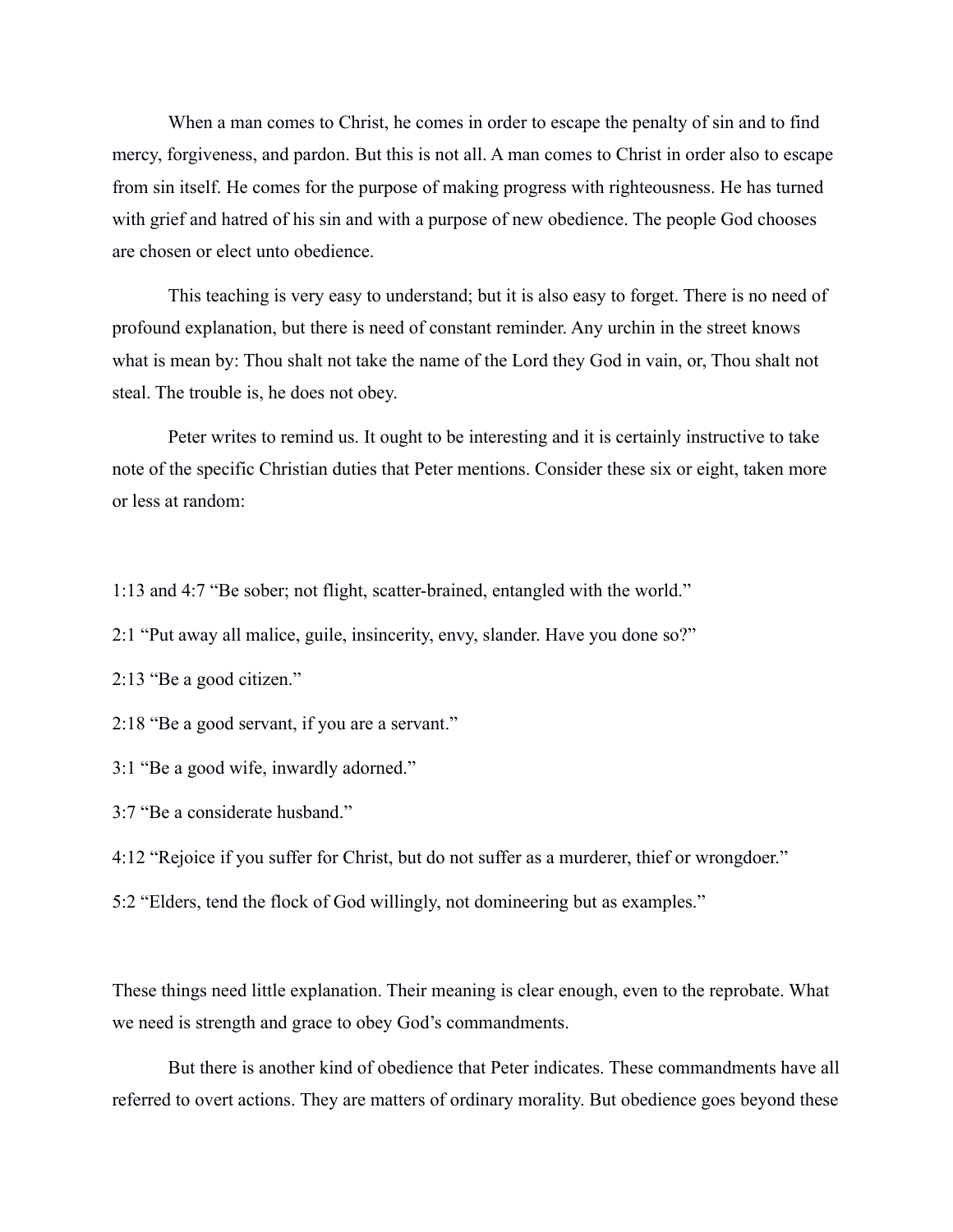When a man comes to Christ, he comes in order to escape the penalty of sin and to find mercy, forgiveness, and pardon. But this is not all. A man comes to Christ in order also to escape from sin itself. He comes for the purpose of making progress with righteousness. He has turned with grief and hatred of his sin and with a purpose of new obedience. The people God chooses are chosen or elect unto obedience.

This teaching is very easy to understand; but it is also easy to forget. There is no need of profound explanation, but there is need of constant reminder. Any urchin in the street knows what is mean by: Thou shalt not take the name of the Lord they God in vain, or, Thou shalt not steal. The trouble is, he does not obey.

Peter writes to remind us. It ought to be interesting and it is certainly instructive to take note of the specific Christian duties that Peter mentions. Consider these six or eight, taken more or less at random:

1:13 and 4:7 "Be sober; not flight, scatter-brained, entangled with the world."

2:1 "Put away all malice, guile, insincerity, envy, slander. Have you done so?"

2:13 "Be a good citizen."

2:18 "Be a good servant, if you are a servant."

3:1 "Be a good wife, inwardly adorned."

3:7 "Be a considerate husband."

4:12 "Rejoice if you suffer for Christ, but do not suffer as a murderer, thief or wrongdoer."

5:2 "Elders, tend the flock of God willingly, not domineering but as examples."

These things need little explanation. Their meaning is clear enough, even to the reprobate. What we need is strength and grace to obey God's commandments.

But there is another kind of obedience that Peter indicates. These commandments have all referred to overt actions. They are matters of ordinary morality. But obedience goes beyond these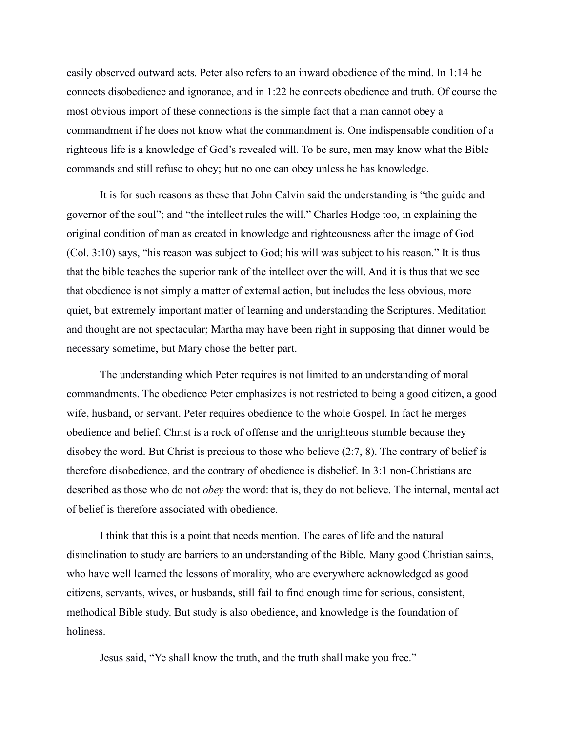easily observed outward acts. Peter also refers to an inward obedience of the mind. In 1:14 he connects disobedience and ignorance, and in 1:22 he connects obedience and truth. Of course the most obvious import of these connections is the simple fact that a man cannot obey a commandment if he does not know what the commandment is. One indispensable condition of a righteous life is a knowledge of God's revealed will. To be sure, men may know what the Bible commands and still refuse to obey; but no one can obey unless he has knowledge.

It is for such reasons as these that John Calvin said the understanding is "the guide and governor of the soul"; and "the intellect rules the will." Charles Hodge too, in explaining the original condition of man as created in knowledge and righteousness after the image of God (Col. 3:10) says, "his reason was subject to God; his will was subject to his reason." It is thus that the bible teaches the superior rank of the intellect over the will. And it is thus that we see that obedience is not simply a matter of external action, but includes the less obvious, more quiet, but extremely important matter of learning and understanding the Scriptures. Meditation and thought are not spectacular; Martha may have been right in supposing that dinner would be necessary sometime, but Mary chose the better part.

The understanding which Peter requires is not limited to an understanding of moral commandments. The obedience Peter emphasizes is not restricted to being a good citizen, a good wife, husband, or servant. Peter requires obedience to the whole Gospel. In fact he merges obedience and belief. Christ is a rock of offense and the unrighteous stumble because they disobey the word. But Christ is precious to those who believe (2:7, 8). The contrary of belief is therefore disobedience, and the contrary of obedience is disbelief. In 3:1 non-Christians are described as those who do not *obey* the word: that is, they do not believe. The internal, mental act of belief is therefore associated with obedience.

I think that this is a point that needs mention. The cares of life and the natural disinclination to study are barriers to an understanding of the Bible. Many good Christian saints, who have well learned the lessons of morality, who are everywhere acknowledged as good citizens, servants, wives, or husbands, still fail to find enough time for serious, consistent, methodical Bible study. But study is also obedience, and knowledge is the foundation of holiness.

Jesus said, "Ye shall know the truth, and the truth shall make you free."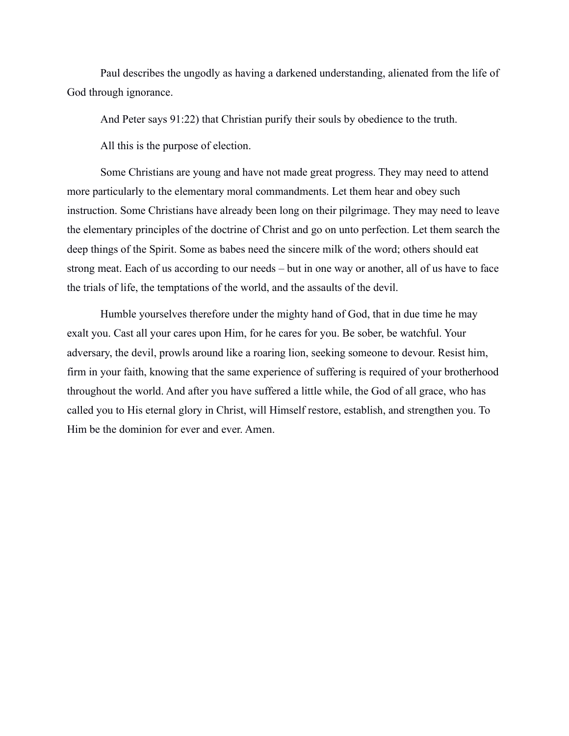Paul describes the ungodly as having a darkened understanding, alienated from the life of God through ignorance.

And Peter says 91:22) that Christian purify their souls by obedience to the truth.

All this is the purpose of election.

Some Christians are young and have not made great progress. They may need to attend more particularly to the elementary moral commandments. Let them hear and obey such instruction. Some Christians have already been long on their pilgrimage. They may need to leave the elementary principles of the doctrine of Christ and go on unto perfection. Let them search the deep things of the Spirit. Some as babes need the sincere milk of the word; others should eat strong meat. Each of us according to our needs – but in one way or another, all of us have to face the trials of life, the temptations of the world, and the assaults of the devil.

Humble yourselves therefore under the mighty hand of God, that in due time he may exalt you. Cast all your cares upon Him, for he cares for you. Be sober, be watchful. Your adversary, the devil, prowls around like a roaring lion, seeking someone to devour. Resist him, firm in your faith, knowing that the same experience of suffering is required of your brotherhood throughout the world. And after you have suffered a little while, the God of all grace, who has called you to His eternal glory in Christ, will Himself restore, establish, and strengthen you. To Him be the dominion for ever and ever. Amen.